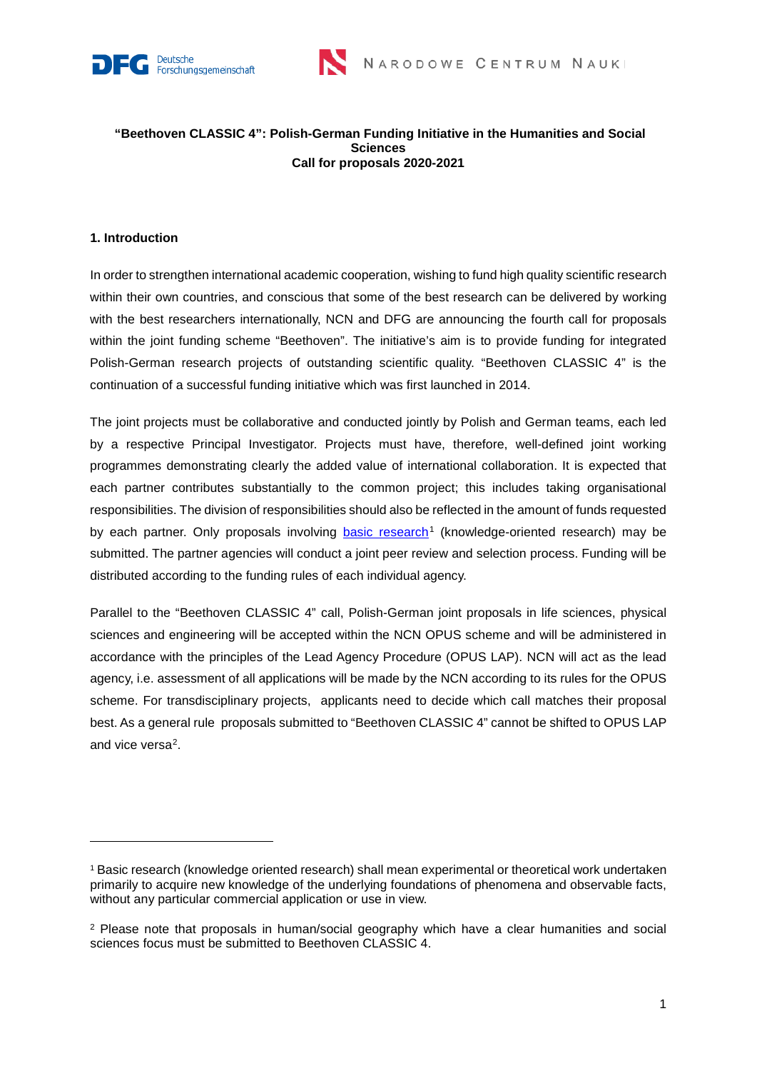**"Beethoven CLASSIC 4": Polish-German Funding Initiative in the Humanities and Social Sciences**
**Call for proposals 2020-2021**

## 1. Introduction

In order to strengthen international academic cooperation, wishing to fund high quality scientific research within their own countries, and conscious that some of the best research can be delivered by working with the best researchers internationally, NCN and DFG are announcing the fourth call for proposals within the joint funding scheme "Beethoven". The initiative's aim is to provide funding for integrated Polish-German research projects of outstanding scientific quality. "Beethoven CLASSIC 4" is the continuation of a successful funding initiative which was first launched in 2014.

The joint projects must be collaborative and conducted jointly by Polish and German teams, each led by a respective Principal Investigator. Projects must have, therefore, well-defined joint working programmes demonstrating clearly the added value of international collaboration. It is expected that each partner contributes substantially to the common project; this includes taking organisational responsibilities. The division of responsibilities should also be reflected in the amount of funds requested by each partner. Only proposals involving basic research[1] (knowledge-oriented research) may be submitted. The partner agencies will conduct a joint peer review and selection process. Funding will be distributed according to the funding rules of each individual agency.

Parallel to the "Beethoven CLASSIC 4" call, Polish-German joint proposals in life sciences, physical sciences and engineering will be accepted within the NCN OPUS scheme and will be administered in accordance with the principles of the Lead Agency Procedure (OPUS LAP). NCN will act as the lead agency, i.e. assessment of all applications will be made by the NCN according to its rules for the OPUS scheme. For transdisciplinary projects, applicants need to decide which call matches their proposal best. As a general rule proposals submitted to "Beethoven CLASSIC 4" cannot be shifted to OPUS LAP and vice versa[2].

---

[1] Basic research (knowledge oriented research) shall mean experimental or theoretical work undertaken primarily to acquire new knowledge of the underlying foundations of phenomena and observable facts, without any particular commercial application or use in view.

[2] Please note that proposals in human/social geography which have a clear humanities and social sciences focus must be submitted to Beethoven CLASSIC 4.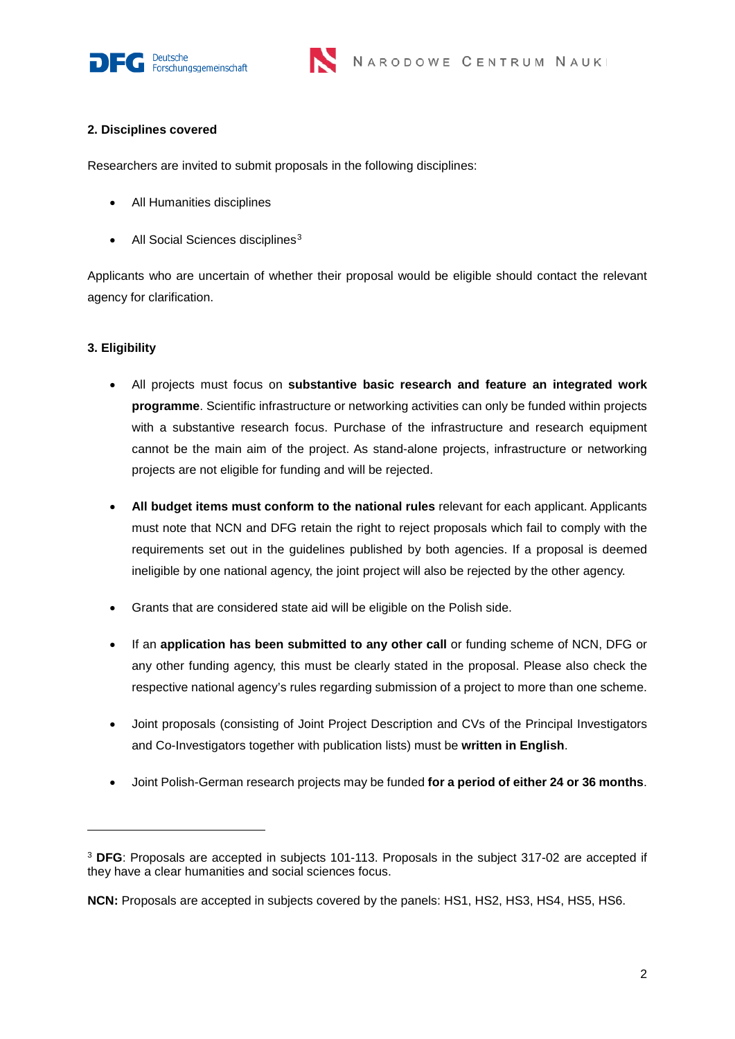## 2. Disciplines covered

Researchers are invited to submit proposals in the following disciplines:

- All Humanities disciplines
- All Social Sciences disciplines[3]

Applicants who are uncertain of whether their proposal would be eligible should contact the relevant agency for clarification.

## 3. Eligibility

- All projects must focus on **substantive basic research and feature an integrated work programme**. Scientific infrastructure or networking activities can only be funded within projects with a substantive research focus. Purchase of the infrastructure and research equipment cannot be the main aim of the project. As stand-alone projects, infrastructure or networking projects are not eligible for funding and will be rejected.
- **All budget items must conform to the national rules** relevant for each applicant. Applicants must note that NCN and DFG retain the right to reject proposals which fail to comply with the requirements set out in the guidelines published by both agencies. If a proposal is deemed ineligible by one national agency, the joint project will also be rejected by the other agency.
- Grants that are considered state aid will be eligible on the Polish side.
- If an **application has been submitted to any other call** or funding scheme of NCN, DFG or any other funding agency, this must be clearly stated in the proposal. Please also check the respective national agency's rules regarding submission of a project to more than one scheme.
- Joint proposals (consisting of Joint Project Description and CVs of the Principal Investigators and Co-Investigators together with publication lists) must be **written in English**.
- Joint Polish-German research projects may be funded **for a period of either 24 or 36 months**.

---

[3] **DFG**: Proposals are accepted in subjects 101-113. Proposals in the subject 317-02 are accepted if they have a clear humanities and social sciences focus.

**NCN:** Proposals are accepted in subjects covered by the panels: HS1, HS2, HS3, HS4, HS5, HS6.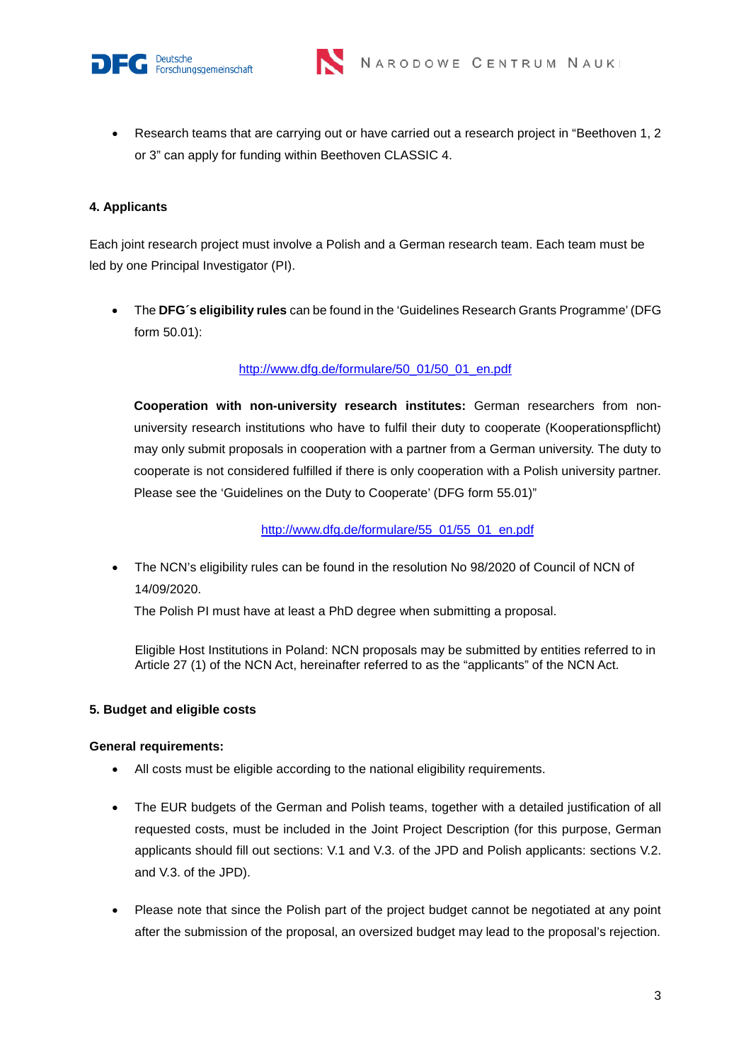- Research teams that are carrying out or have carried out a research project in "Beethoven 1, 2 or 3" can apply for funding within Beethoven CLASSIC 4.

## 4. Applicants

Each joint research project must involve a Polish and a German research team. Each team must be led by one Principal Investigator (PI).

- The **DFG´s eligibility rules** can be found in the 'Guidelines Research Grants Programme' (DFG form 50.01):

  http://www.dfg.de/formulare/50_01/50_01_en.pdf

  **Cooperation with non-university research institutes:** German researchers from non-university research institutions who have to fulfil their duty to cooperate (Kooperationspflicht) may only submit proposals in cooperation with a partner from a German university. The duty to cooperate is not considered fulfilled if there is only cooperation with a Polish university partner. Please see the 'Guidelines on the Duty to Cooperate' (DFG form 55.01)"

  http://www.dfg.de/formulare/55_01/55_01_en.pdf

- The NCN's eligibility rules can be found in the resolution No 98/2020 of Council of NCN of 14/09/2020.
  The Polish PI must have at least a PhD degree when submitting a proposal.

  Eligible Host Institutions in Poland: NCN proposals may be submitted by entities referred to in Article 27 (1) of the NCN Act, hereinafter referred to as the "applicants" of the NCN Act.

## 5. Budget and eligible costs

**General requirements:**

- All costs must be eligible according to the national eligibility requirements.
- The EUR budgets of the German and Polish teams, together with a detailed justification of all requested costs, must be included in the Joint Project Description (for this purpose, German applicants should fill out sections: V.1 and V.3. of the JPD and Polish applicants: sections V.2. and V.3. of the JPD).
- Please note that since the Polish part of the project budget cannot be negotiated at any point after the submission of the proposal, an oversized budget may lead to the proposal's rejection.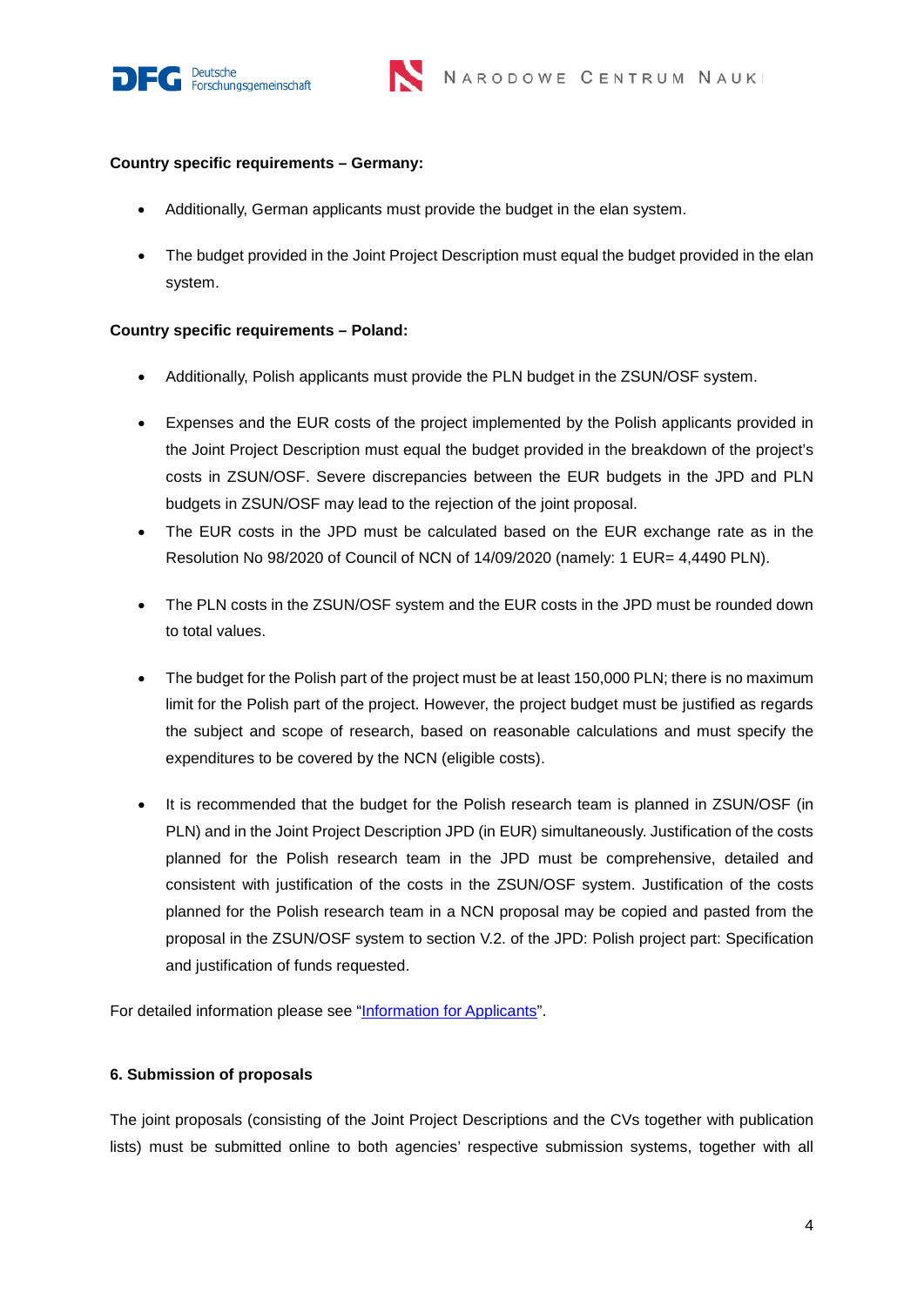**Country specific requirements – Germany:**

- Additionally, German applicants must provide the budget in the elan system.
- The budget provided in the Joint Project Description must equal the budget provided in the elan system.

**Country specific requirements – Poland:**

- Additionally, Polish applicants must provide the PLN budget in the ZSUN/OSF system.
- Expenses and the EUR costs of the project implemented by the Polish applicants provided in the Joint Project Description must equal the budget provided in the breakdown of the project's costs in ZSUN/OSF. Severe discrepancies between the EUR budgets in the JPD and PLN budgets in ZSUN/OSF may lead to the rejection of the joint proposal.
- The EUR costs in the JPD must be calculated based on the EUR exchange rate as in the Resolution No 98/2020 of Council of NCN of 14/09/2020 (namely: 1 EUR= 4,4490 PLN).
- The PLN costs in the ZSUN/OSF system and the EUR costs in the JPD must be rounded down to total values.
- The budget for the Polish part of the project must be at least 150,000 PLN; there is no maximum limit for the Polish part of the project. However, the project budget must be justified as regards the subject and scope of research, based on reasonable calculations and must specify the expenditures to be covered by the NCN (eligible costs).
- It is recommended that the budget for the Polish research team is planned in ZSUN/OSF (in PLN) and in the Joint Project Description JPD (in EUR) simultaneously. Justification of the costs planned for the Polish research team in the JPD must be comprehensive, detailed and consistent with justification of the costs in the ZSUN/OSF system. Justification of the costs planned for the Polish research team in a NCN proposal may be copied and pasted from the proposal in the ZSUN/OSF system to section V.2. of the JPD: Polish project part: Specification and justification of funds requested.

For detailed information please see "Information for Applicants".

**6. Submission of proposals**

The joint proposals (consisting of the Joint Project Descriptions and the CVs together with publication lists) must be submitted online to both agencies' respective submission systems, together with all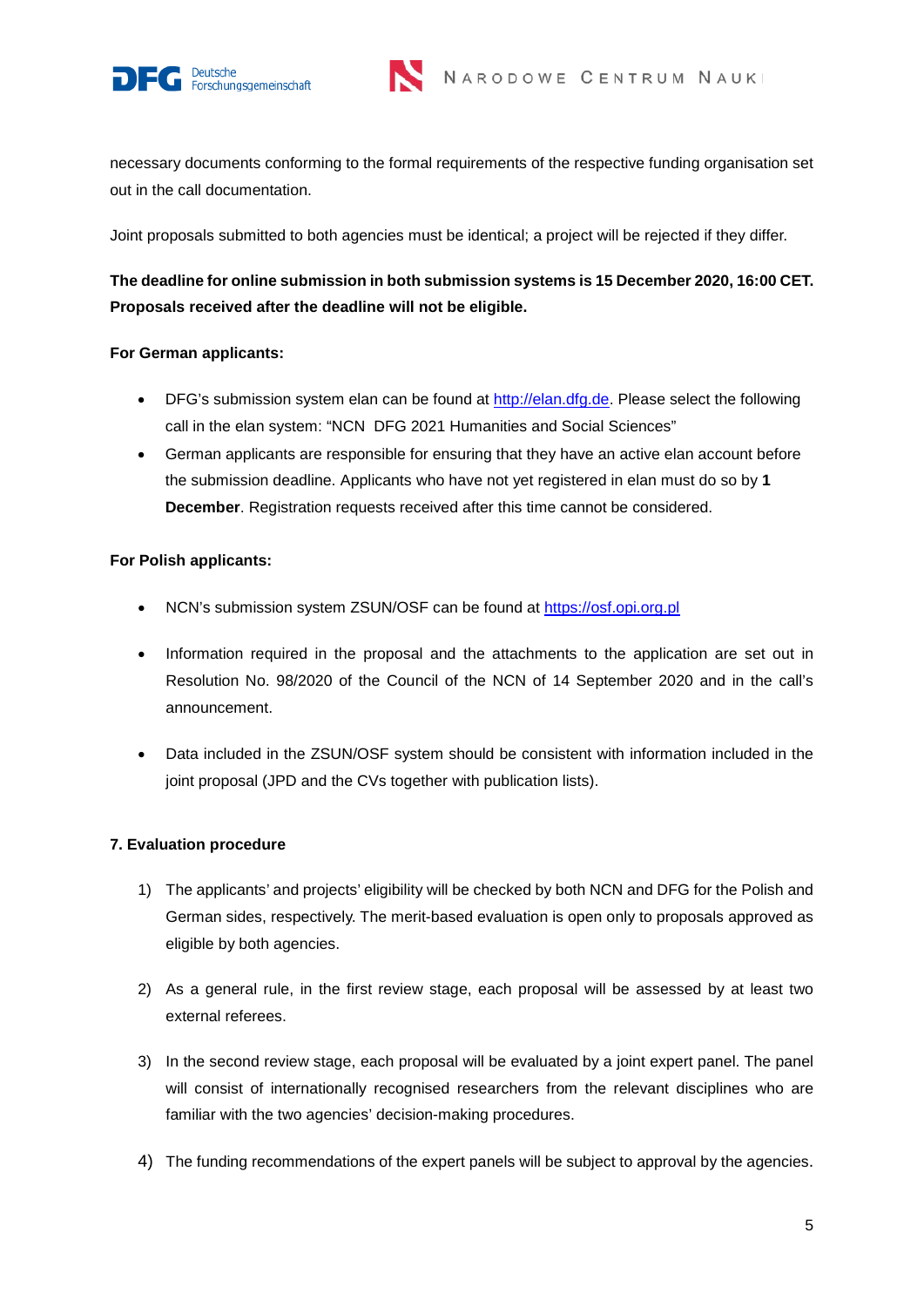necessary documents conforming to the formal requirements of the respective funding organisation set out in the call documentation.

Joint proposals submitted to both agencies must be identical; a project will be rejected if they differ.

**The deadline for online submission in both submission systems is 15 December 2020, 16:00 CET. Proposals received after the deadline will not be eligible.**

**For German applicants:**

- DFG's submission system elan can be found at http://elan.dfg.de. Please select the following call in the elan system: "NCN  DFG 2021 Humanities and Social Sciences"
- German applicants are responsible for ensuring that they have an active elan account before the submission deadline. Applicants who have not yet registered in elan must do so by **1 December**. Registration requests received after this time cannot be considered.

**For Polish applicants:**

- NCN's submission system ZSUN/OSF can be found at https://osf.opi.org.pl
- Information required in the proposal and the attachments to the application are set out in Resolution No. 98/2020 of the Council of the NCN of 14 September 2020 and in the call's announcement.
- Data included in the ZSUN/OSF system should be consistent with information included in the joint proposal (JPD and the CVs together with publication lists).

**7. Evaluation procedure**

1) The applicants' and projects' eligibility will be checked by both NCN and DFG for the Polish and German sides, respectively. The merit-based evaluation is open only to proposals approved as eligible by both agencies.

2) As a general rule, in the first review stage, each proposal will be assessed by at least two external referees.

3) In the second review stage, each proposal will be evaluated by a joint expert panel. The panel will consist of internationally recognised researchers from the relevant disciplines who are familiar with the two agencies' decision-making procedures.

4) The funding recommendations of the expert panels will be subject to approval by the agencies.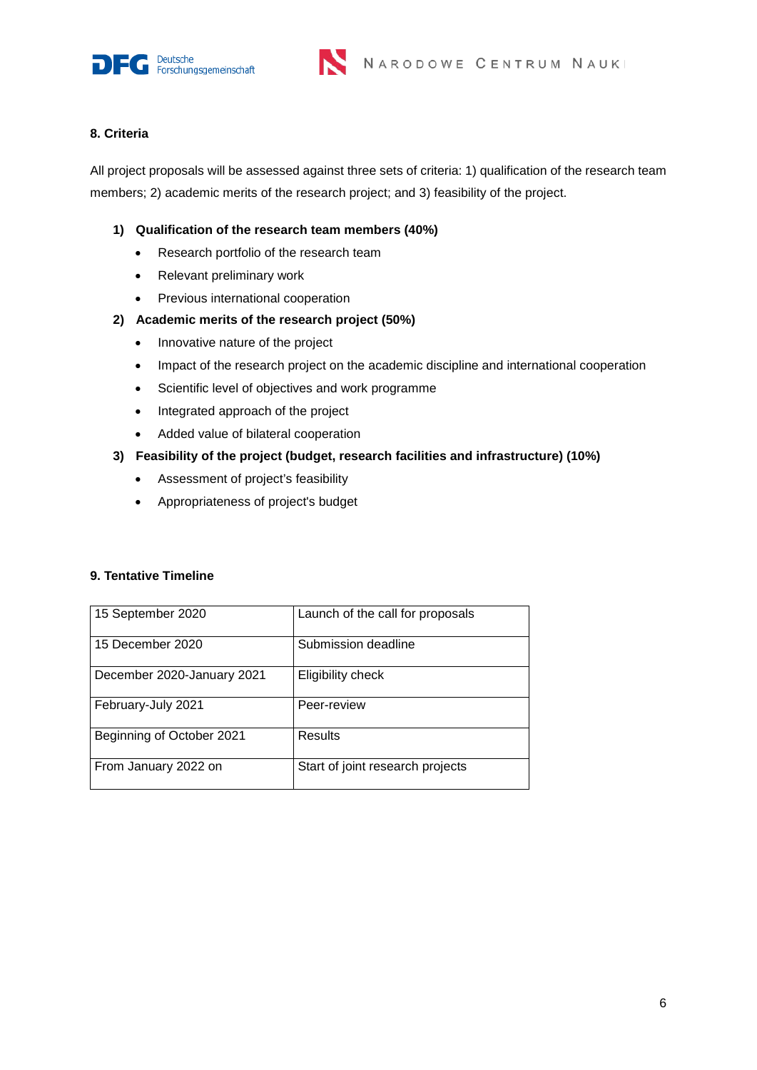## 8. Criteria

All project proposals will be assessed against three sets of criteria: 1) qualification of the research team members; 2) academic merits of the research project; and 3) feasibility of the project.

1) **Qualification of the research team members (40%)**
   - Research portfolio of the research team
   - Relevant preliminary work
   - Previous international cooperation
2) **Academic merits of the research project (50%)**
   - Innovative nature of the project
   - Impact of the research project on the academic discipline and international cooperation
   - Scientific level of objectives and work programme
   - Integrated approach of the project
   - Added value of bilateral cooperation
3) **Feasibility of the project (budget, research facilities and infrastructure) (10%)**
   - Assessment of project's feasibility
   - Appropriateness of project's budget

## 9. Tentative Timeline

| | |
|---|---|
| 15 September 2020 | Launch of the call for proposals |
| 15 December 2020 | Submission deadline |
| December 2020-January 2021 | Eligibility check |
| February-July 2021 | Peer-review |
| Beginning of October 2021 | Results |
| From January 2022 on | Start of joint research projects |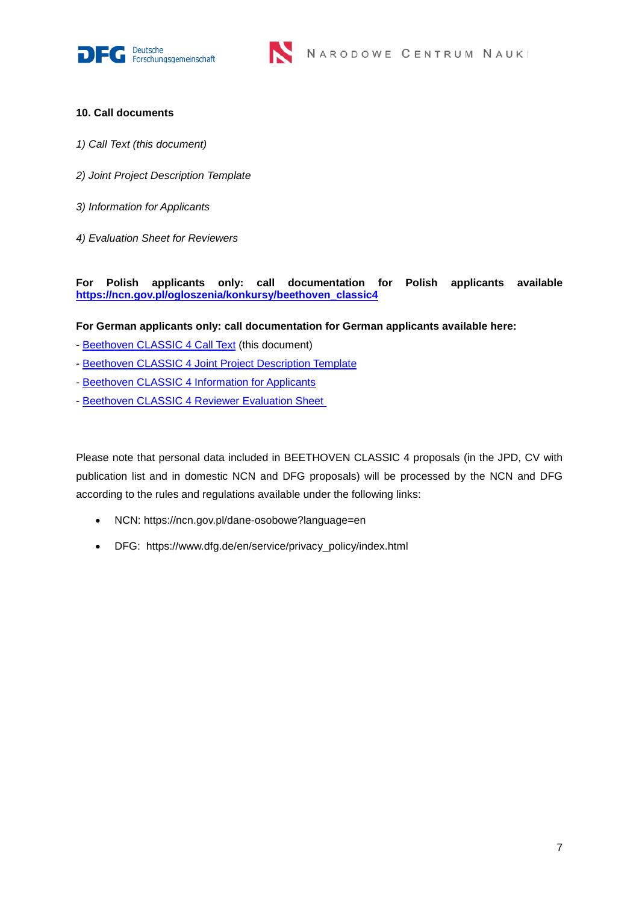**10. Call documents**

*1) Call Text (this document)*

*2) Joint Project Description Template*

*3) Information for Applicants*

*4) Evaluation Sheet for Reviewers*

**For Polish applicants only: call documentation for Polish applicants available [https://ncn.gov.pl/ogloszenia/konkursy/beethoven_classic4](https://ncn.gov.pl/ogloszenia/konkursy/beethoven_classic4)**

**For German applicants only: call documentation for German applicants available here:**

- Beethoven CLASSIC 4 Call Text (this document)
- Beethoven CLASSIC 4 Joint Project Description Template
- Beethoven CLASSIC 4 Information for Applicants
- Beethoven CLASSIC 4 Reviewer Evaluation Sheet

Please note that personal data included in BEETHOVEN CLASSIC 4 proposals (in the JPD, CV with publication list and in domestic NCN and DFG proposals) will be processed by the NCN and DFG according to the rules and regulations available under the following links:

- NCN: https://ncn.gov.pl/dane-osobowe?language=en
- DFG: https://www.dfg.de/en/service/privacy_policy/index.html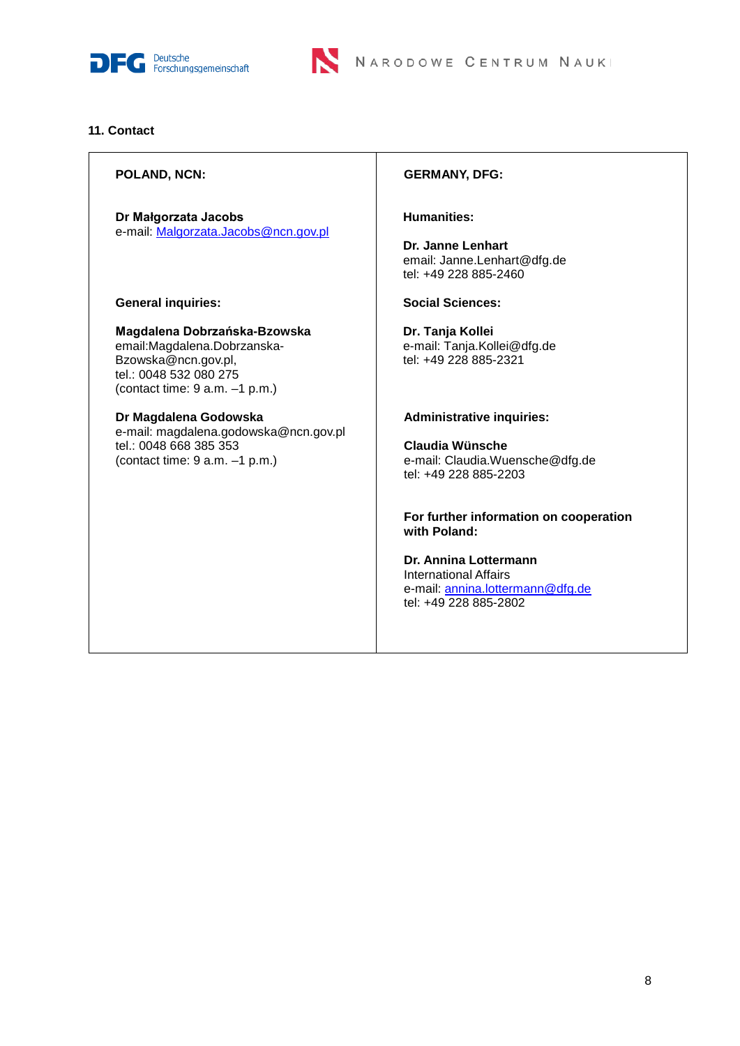### 11. Contact

| POLAND, NCN: | GERMANY, DFG: |
|---|---|
| **Dr Małgorzata Jacobs**<br>e-mail: Malgorzata.Jacobs@ncn.gov.pl | **Humanities:**<br><br>**Dr. Janne Lenhart**<br>email: Janne.Lenhart@dfg.de<br>tel: +49 228 885-2460 |
| **General inquiries:**<br><br>**Magdalena Dobrzańska-Bzowska**<br>email:Magdalena.Dobrzanska-Bzowska@ncn.gov.pl,<br>tel.: 0048 532 080 275<br>(contact time: 9 a.m. –1 p.m.)<br><br>**Dr Magdalena Godowska**<br>e-mail: magdalena.godowska@ncn.gov.pl<br>tel.: 0048 668 385 353<br>(contact time: 9 a.m. –1 p.m.) | **Social Sciences:**<br><br>**Dr. Tanja Kollei**<br>e-mail: Tanja.Kollei@dfg.de<br>tel: +49 228 885-2321<br><br>**Administrative inquiries:**<br><br>**Claudia Wünsche**<br>e-mail: Claudia.Wuensche@dfg.de<br>tel: +49 228 885-2203<br><br>**For further information on cooperation with Poland:**<br><br>**Dr. Annina Lottermann**<br>International Affairs<br>e-mail: annina.lottermann@dfg.de<br>tel: +49 228 885-2802 |